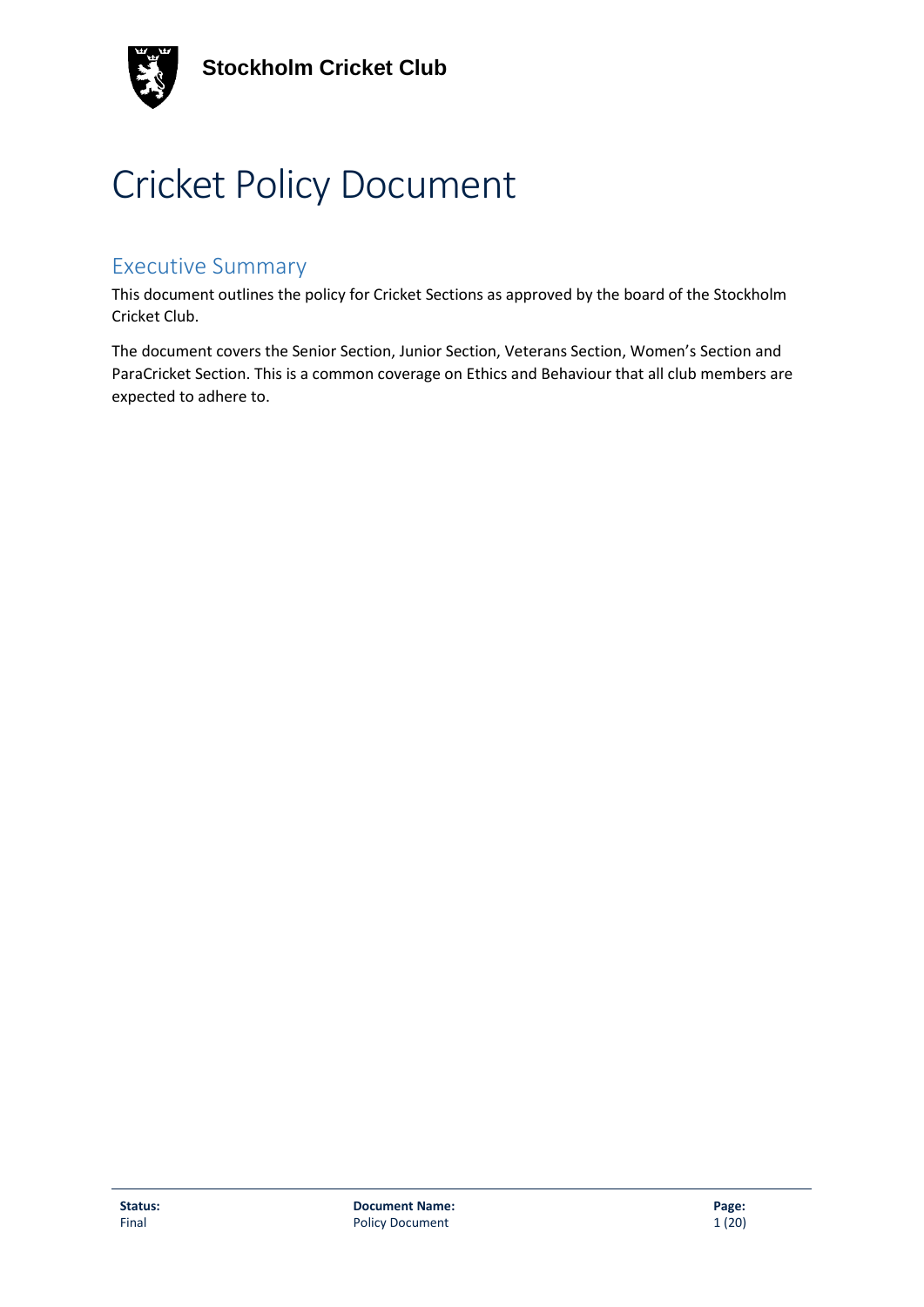# Cricket Policy Document

## Executive Summary

This document outlines the policy for Cricket Sections as approved by the board of the Stockholm Cricket Club.

The document covers the Senior Section, Junior Section, Veterans Section, Women's Section and ParaCricket Section. This is a common coverage on Ethics and Behaviour that all club members are expected to adhere to.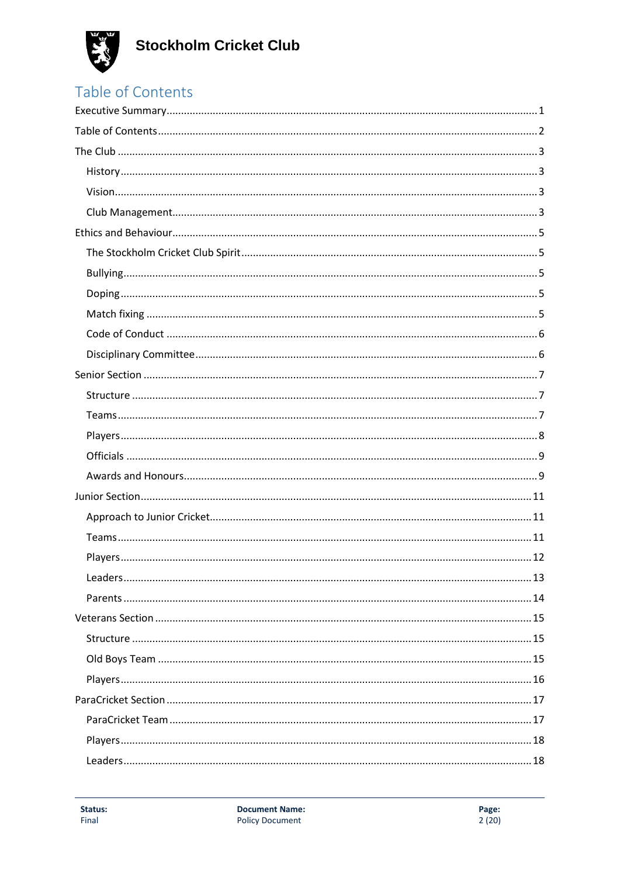# Table of Contents

Executive Summary ..... 1

Table of Contents ..... 2

The Club ..... 3

- History ..... 3
- Vision ..... 3
- Club Management ..... 3

Ethics and Behaviour ..... 5

- The Stockholm Cricket Club Spirit ..... 5
- Bullying ..... 5
- Doping ..... 5
- Match fixing ..... 5
- Code of Conduct ..... 6
- Disciplinary Committee ..... 6

Senior Section ..... 7

- Structure ..... 7
- Teams ..... 7
- Players ..... 8
- Officials ..... 9
- Awards and Honours ..... 9

Junior Section ..... 11

- Approach to Junior Cricket ..... 11
- Teams ..... 11
- Players ..... 12
- Leaders ..... 13
- Parents ..... 14

Veterans Section ..... 15

- Structure ..... 15
- Old Boys Team ..... 15
- Players ..... 16

ParaCricket Section ..... 17

- ParaCricket Team ..... 17
- Players ..... 18
- Leaders ..... 18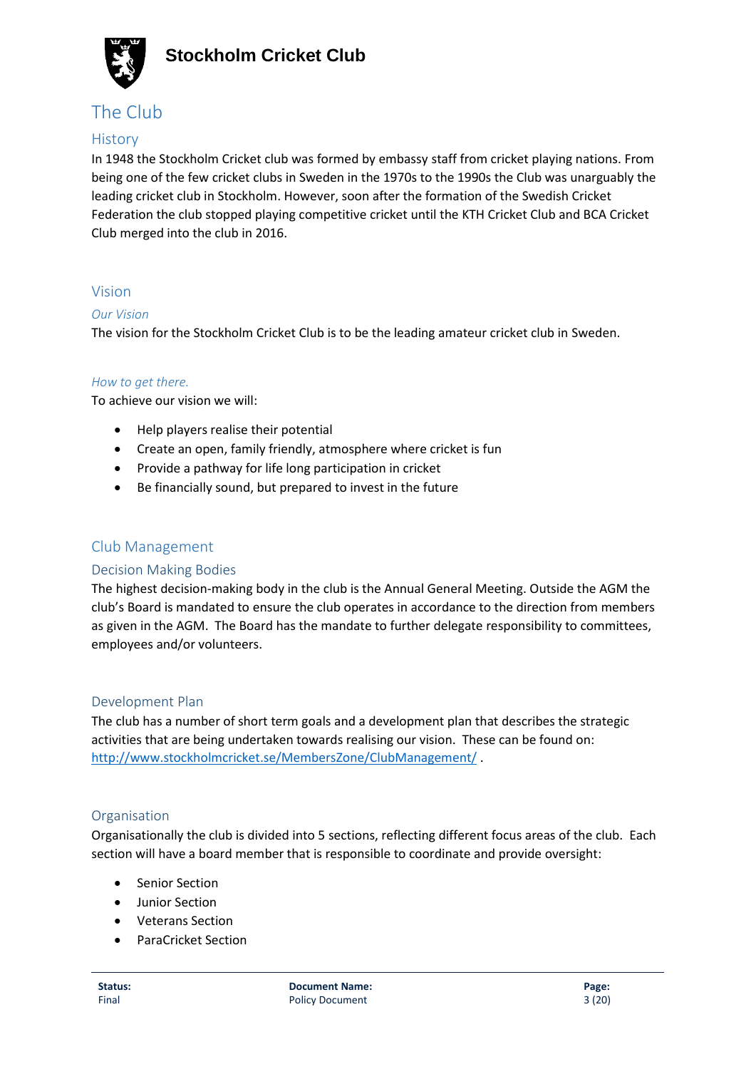# The Club

## History

In 1948 the Stockholm Cricket club was formed by embassy staff from cricket playing nations. From being one of the few cricket clubs in Sweden in the 1970s to the 1990s the Club was unarguably the leading cricket club in Stockholm. However, soon after the formation of the Swedish Cricket Federation the club stopped playing competitive cricket until the KTH Cricket Club and BCA Cricket Club merged into the club in 2016.

## Vision

### *Our Vision*

The vision for the Stockholm Cricket Club is to be the leading amateur cricket club in Sweden.

### *How to get there.*

To achieve our vision we will:

- Help players realise their potential
- Create an open, family friendly, atmosphere where cricket is fun
- Provide a pathway for life long participation in cricket
- Be financially sound, but prepared to invest in the future

## Club Management

### Decision Making Bodies

The highest decision-making body in the club is the Annual General Meeting. Outside the AGM the club's Board is mandated to ensure the club operates in accordance to the direction from members as given in the AGM. The Board has the mandate to further delegate responsibility to committees, employees and/or volunteers.

### Development Plan

The club has a number of short term goals and a development plan that describes the strategic activities that are being undertaken towards realising our vision. These can be found on: http://www.stockholmcricket.se/MembersZone/ClubManagement/ .

### Organisation

Organisationally the club is divided into 5 sections, reflecting different focus areas of the club. Each section will have a board member that is responsible to coordinate and provide oversight:

- Senior Section
- Junior Section
- Veterans Section
- ParaCricket Section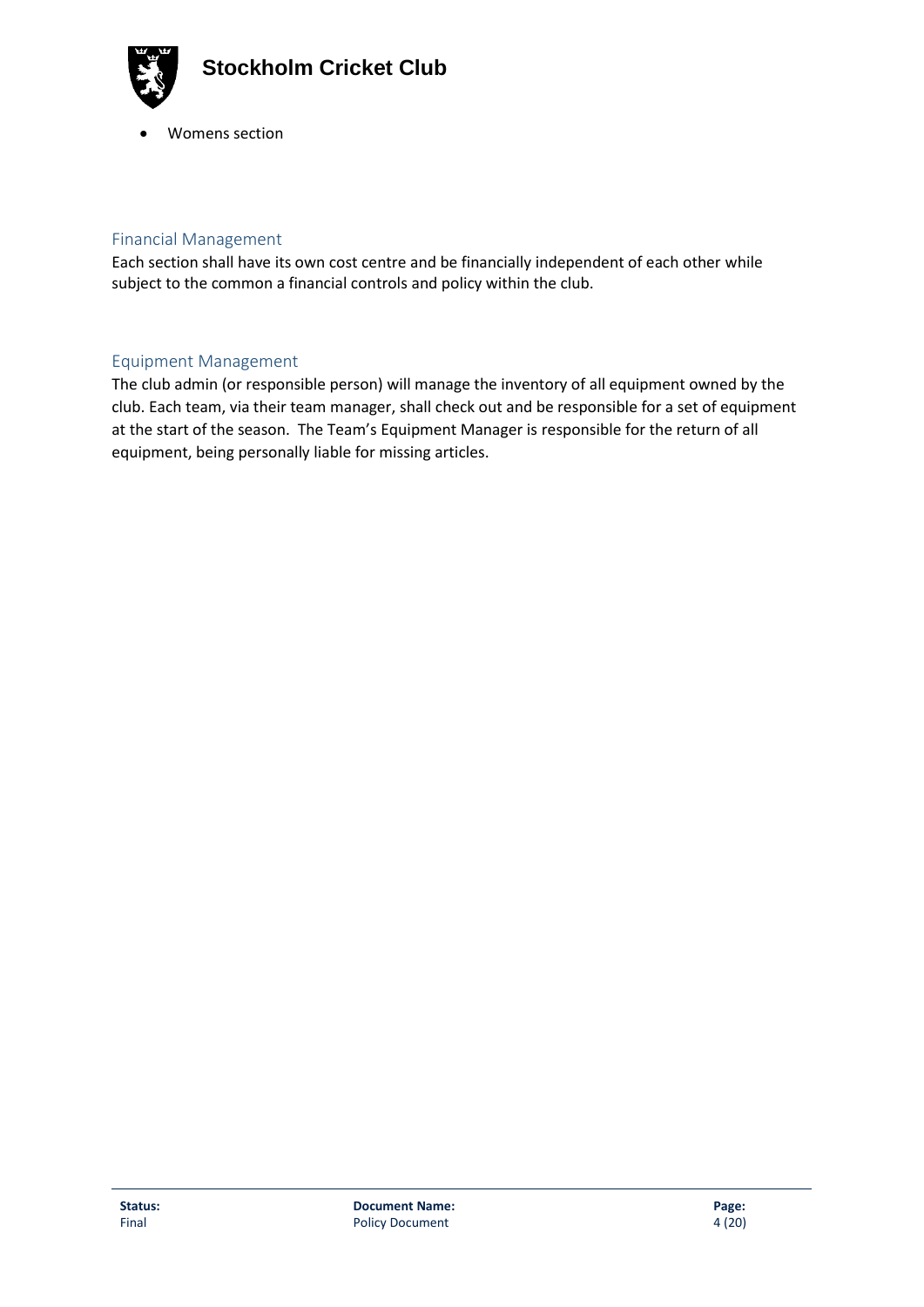- Womens section

## Financial Management

Each section shall have its own cost centre and be financially independent of each other while subject to the common a financial controls and policy within the club.

## Equipment Management

The club admin (or responsible person) will manage the inventory of all equipment owned by the club. Each team, via their team manager, shall check out and be responsible for a set of equipment at the start of the season. The Team's Equipment Manager is responsible for the return of all equipment, being personally liable for missing articles.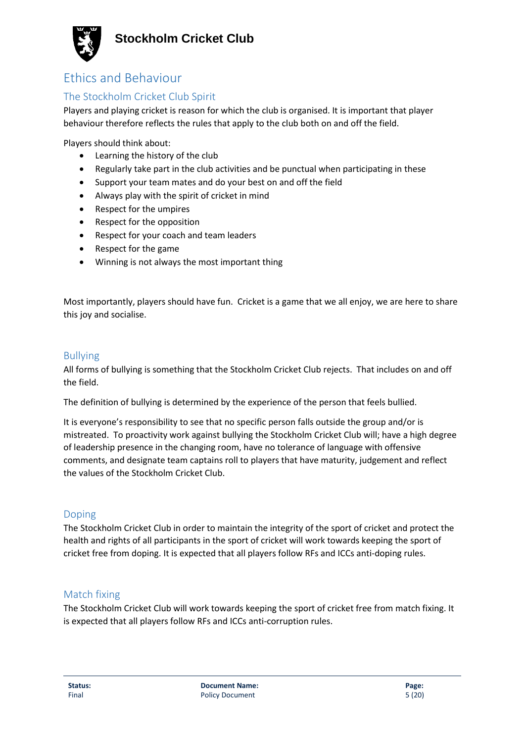# Ethics and Behaviour

## The Stockholm Cricket Club Spirit

Players and playing cricket is reason for which the club is organised. It is important that player behaviour therefore reflects the rules that apply to the club both on and off the field.

Players should think about:

- Learning the history of the club
- Regularly take part in the club activities and be punctual when participating in these
- Support your team mates and do your best on and off the field
- Always play with the spirit of cricket in mind
- Respect for the umpires
- Respect for the opposition
- Respect for your coach and team leaders
- Respect for the game
- Winning is not always the most important thing

Most importantly, players should have fun. Cricket is a game that we all enjoy, we are here to share this joy and socialise.

## Bullying

All forms of bullying is something that the Stockholm Cricket Club rejects. That includes on and off the field.

The definition of bullying is determined by the experience of the person that feels bullied.

It is everyone's responsibility to see that no specific person falls outside the group and/or is mistreated. To proactivity work against bullying the Stockholm Cricket Club will; have a high degree of leadership presence in the changing room, have no tolerance of language with offensive comments, and designate team captains roll to players that have maturity, judgement and reflect the values of the Stockholm Cricket Club.

## Doping

The Stockholm Cricket Club in order to maintain the integrity of the sport of cricket and protect the health and rights of all participants in the sport of cricket will work towards keeping the sport of cricket free from doping. It is expected that all players follow RFs and ICCs anti-doping rules.

## Match fixing

The Stockholm Cricket Club will work towards keeping the sport of cricket free from match fixing. It is expected that all players follow RFs and ICCs anti-corruption rules.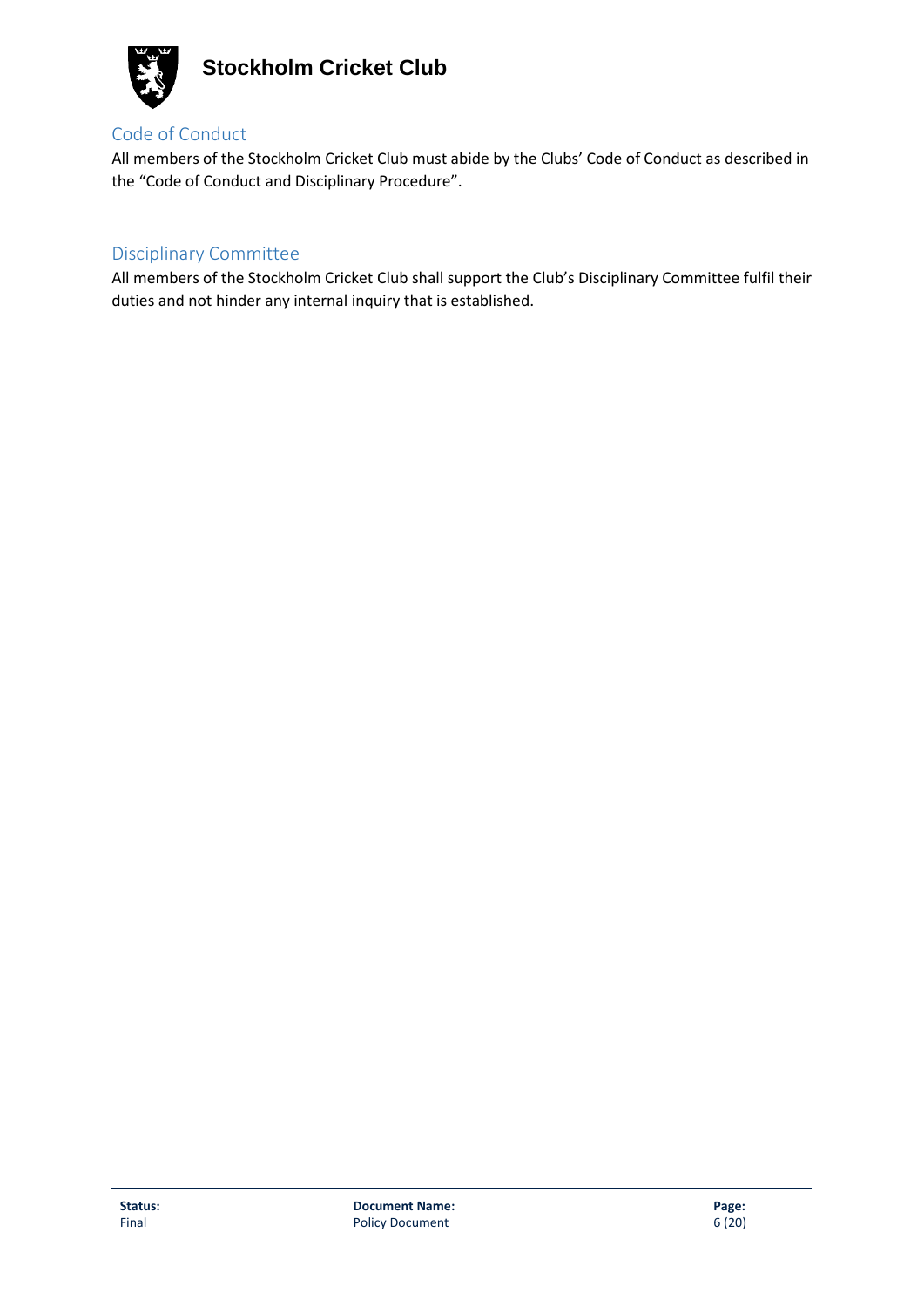## Code of Conduct

All members of the Stockholm Cricket Club must abide by the Clubs' Code of Conduct as described in the "Code of Conduct and Disciplinary Procedure".

## Disciplinary Committee

All members of the Stockholm Cricket Club shall support the Club's Disciplinary Committee fulfil their duties and not hinder any internal inquiry that is established.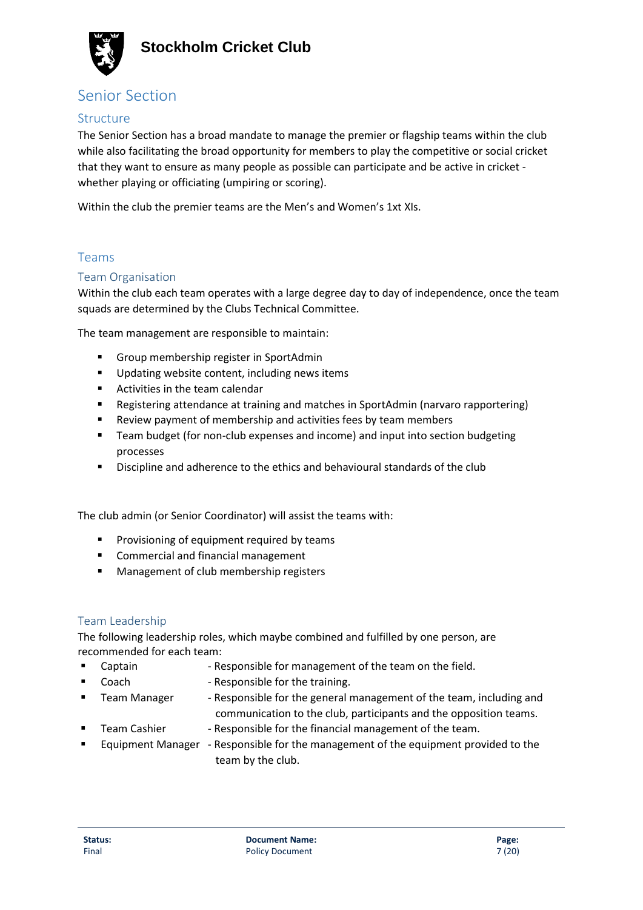# Senior Section

## Structure

The Senior Section has a broad mandate to manage the premier or flagship teams within the club while also facilitating the broad opportunity for members to play the competitive or social cricket that they want to ensure as many people as possible can participate and be active in cricket - whether playing or officiating (umpiring or scoring).

Within the club the premier teams are the Men's and Women's 1xt XIs.

## Teams

### Team Organisation

Within the club each team operates with a large degree day to day of independence, once the team squads are determined by the Clubs Technical Committee.

The team management are responsible to maintain:

- Group membership register in SportAdmin
- Updating website content, including news items
- Activities in the team calendar
- Registering attendance at training and matches in SportAdmin (narvaro rapportering)
- Review payment of membership and activities fees by team members
- Team budget (for non-club expenses and income) and input into section budgeting processes
- Discipline and adherence to the ethics and behavioural standards of the club

The club admin (or Senior Coordinator) will assist the teams with:

- Provisioning of equipment required by teams
- Commercial and financial management
- Management of club membership registers

### Team Leadership

The following leadership roles, which maybe combined and fulfilled by one person, are recommended for each team:

- Captain - Responsible for management of the team on the field.
- Coach - Responsible for the training.
- Team Manager - Responsible for the general management of the team, including and communication to the club, participants and the opposition teams.
- Team Cashier - Responsible for the financial management of the team.
- Equipment Manager - Responsible for the management of the equipment provided to the team by the club.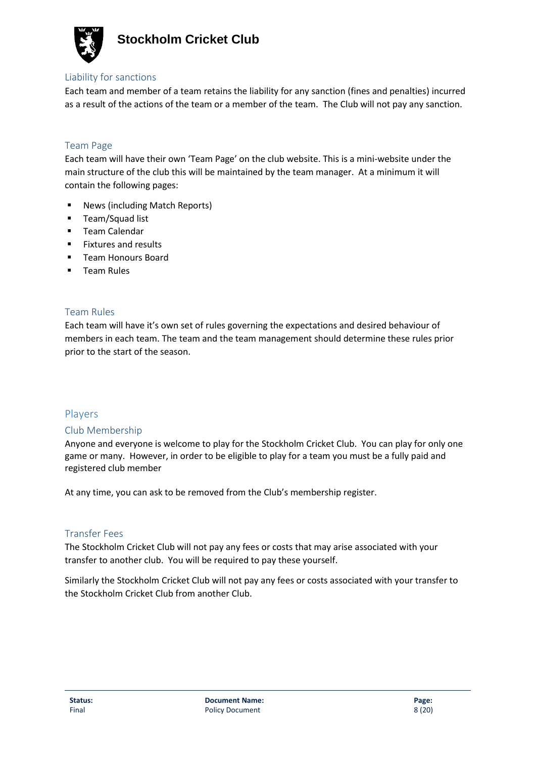## Liability for sanctions

Each team and member of a team retains the liability for any sanction (fines and penalties) incurred as a result of the actions of the team or a member of the team. The Club will not pay any sanction.

## Team Page

Each team will have their own 'Team Page' on the club website. This is a mini-website under the main structure of the club this will be maintained by the team manager. At a minimum it will contain the following pages:

- News (including Match Reports)
- Team/Squad list
- Team Calendar
- Fixtures and results
- Team Honours Board
- Team Rules

## Team Rules

Each team will have it's own set of rules governing the expectations and desired behaviour of members in each team. The team and the team management should determine these rules prior prior to the start of the season.

# Players

## Club Membership

Anyone and everyone is welcome to play for the Stockholm Cricket Club. You can play for only one game or many. However, in order to be eligible to play for a team you must be a fully paid and registered club member

At any time, you can ask to be removed from the Club's membership register.

## Transfer Fees

The Stockholm Cricket Club will not pay any fees or costs that may arise associated with your transfer to another club. You will be required to pay these yourself.

Similarly the Stockholm Cricket Club will not pay any fees or costs associated with your transfer to the Stockholm Cricket Club from another Club.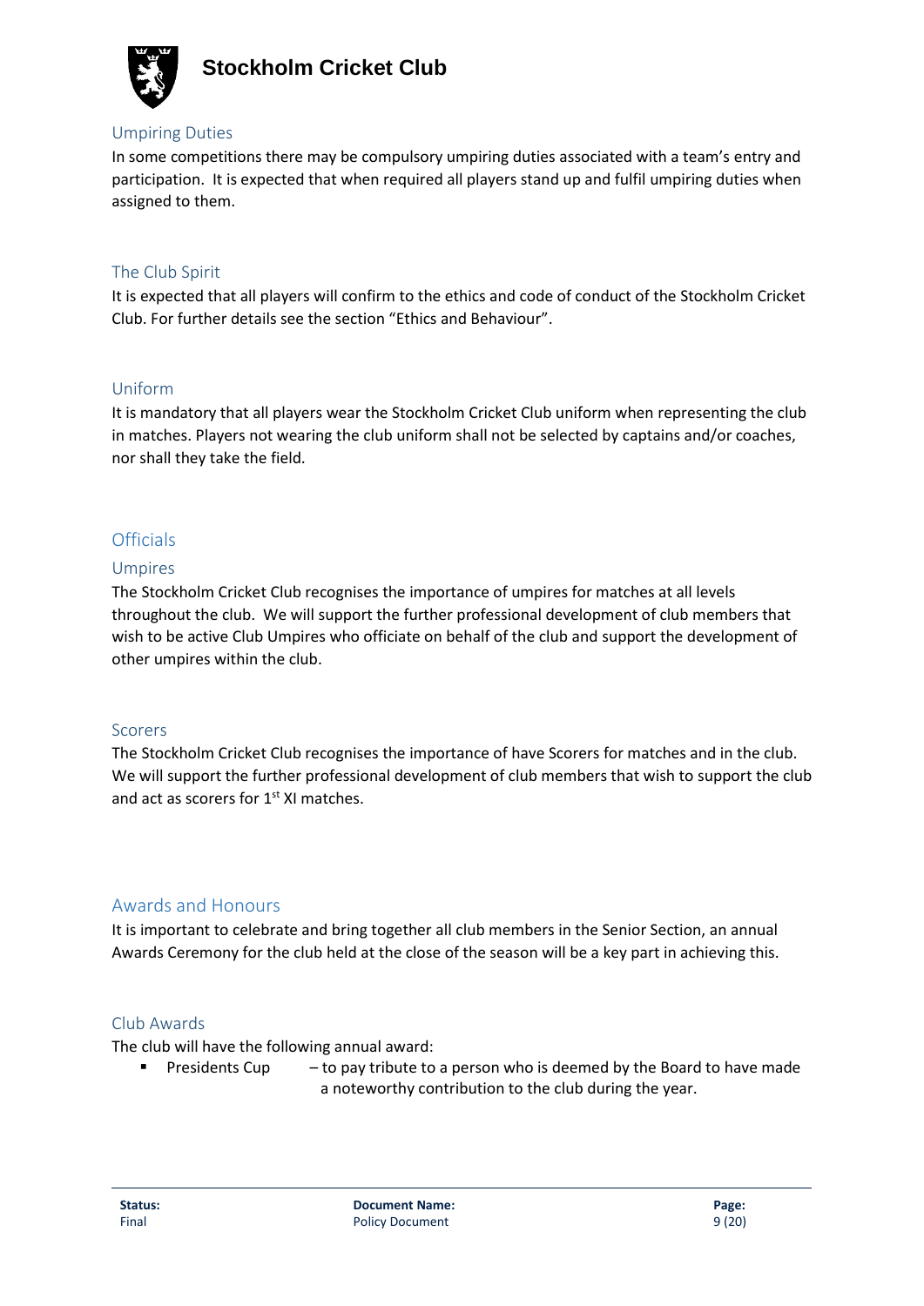## Umpiring Duties

In some competitions there may be compulsory umpiring duties associated with a team's entry and participation. It is expected that when required all players stand up and fulfil umpiring duties when assigned to them.

## The Club Spirit

It is expected that all players will confirm to the ethics and code of conduct of the Stockholm Cricket Club. For further details see the section "Ethics and Behaviour".

## Uniform

It is mandatory that all players wear the Stockholm Cricket Club uniform when representing the club in matches. Players not wearing the club uniform shall not be selected by captains and/or coaches, nor shall they take the field.

# Officials

## Umpires

The Stockholm Cricket Club recognises the importance of umpires for matches at all levels throughout the club. We will support the further professional development of club members that wish to be active Club Umpires who officiate on behalf of the club and support the development of other umpires within the club.

## Scorers

The Stockholm Cricket Club recognises the importance of have Scorers for matches and in the club. We will support the further professional development of club members that wish to support the club and act as scorers for 1st XI matches.

# Awards and Honours

It is important to celebrate and bring together all club members in the Senior Section, an annual Awards Ceremony for the club held at the close of the season will be a key part in achieving this.

## Club Awards

The club will have the following annual award:

- Presidents Cup – to pay tribute to a person who is deemed by the Board to have made a noteworthy contribution to the club during the year.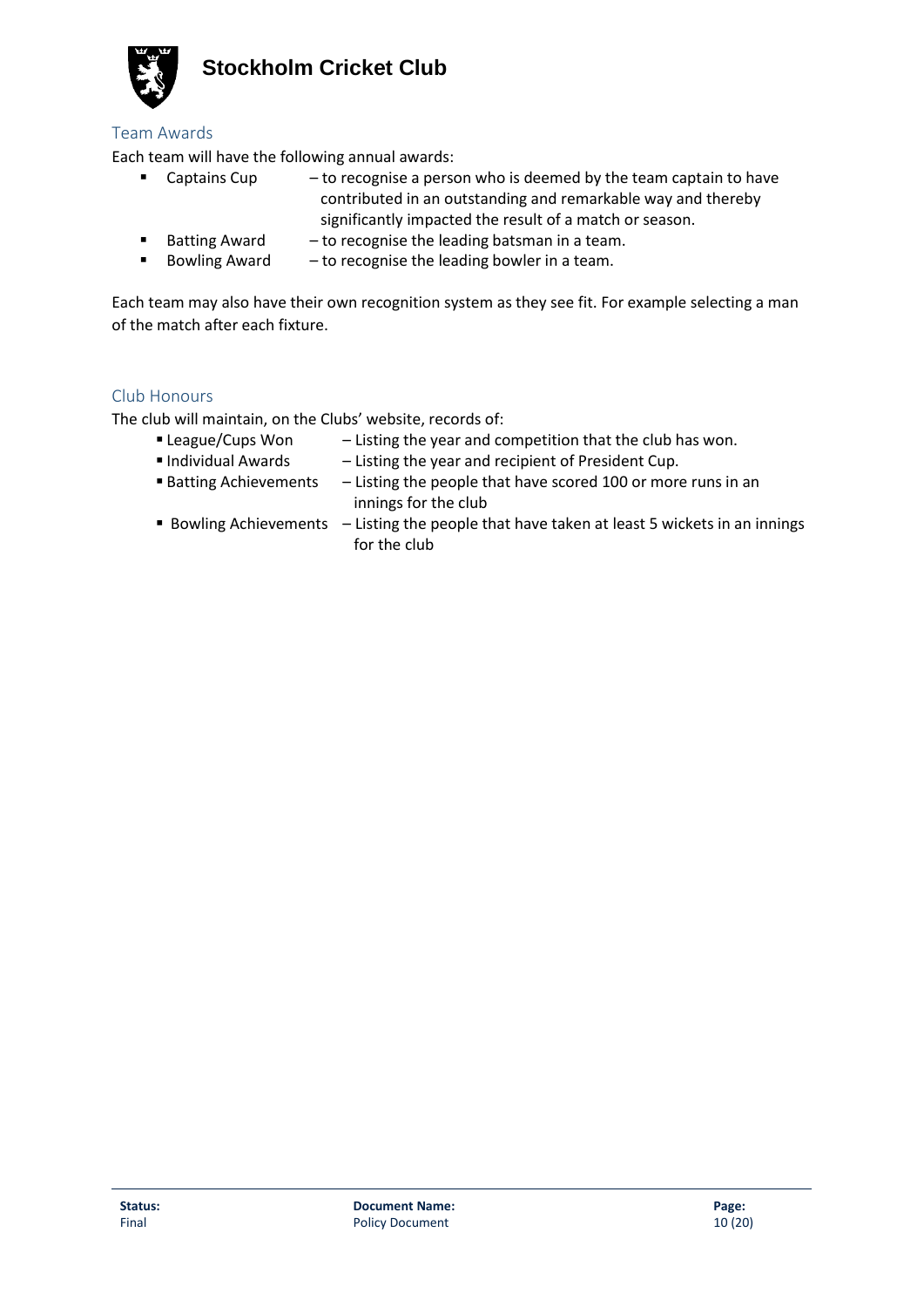## Team Awards

Each team will have the following annual awards:

- Captains Cup – to recognise a person who is deemed by the team captain to have contributed in an outstanding and remarkable way and thereby significantly impacted the result of a match or season.
- Batting Award – to recognise the leading batsman in a team.
- Bowling Award – to recognise the leading bowler in a team.

Each team may also have their own recognition system as they see fit. For example selecting a man of the match after each fixture.

## Club Honours

The club will maintain, on the Clubs' website, records of:

- League/Cups Won – Listing the year and competition that the club has won.
- Individual Awards – Listing the year and recipient of President Cup.
- Batting Achievements – Listing the people that have scored 100 or more runs in an innings for the club
- Bowling Achievements – Listing the people that have taken at least 5 wickets in an innings for the club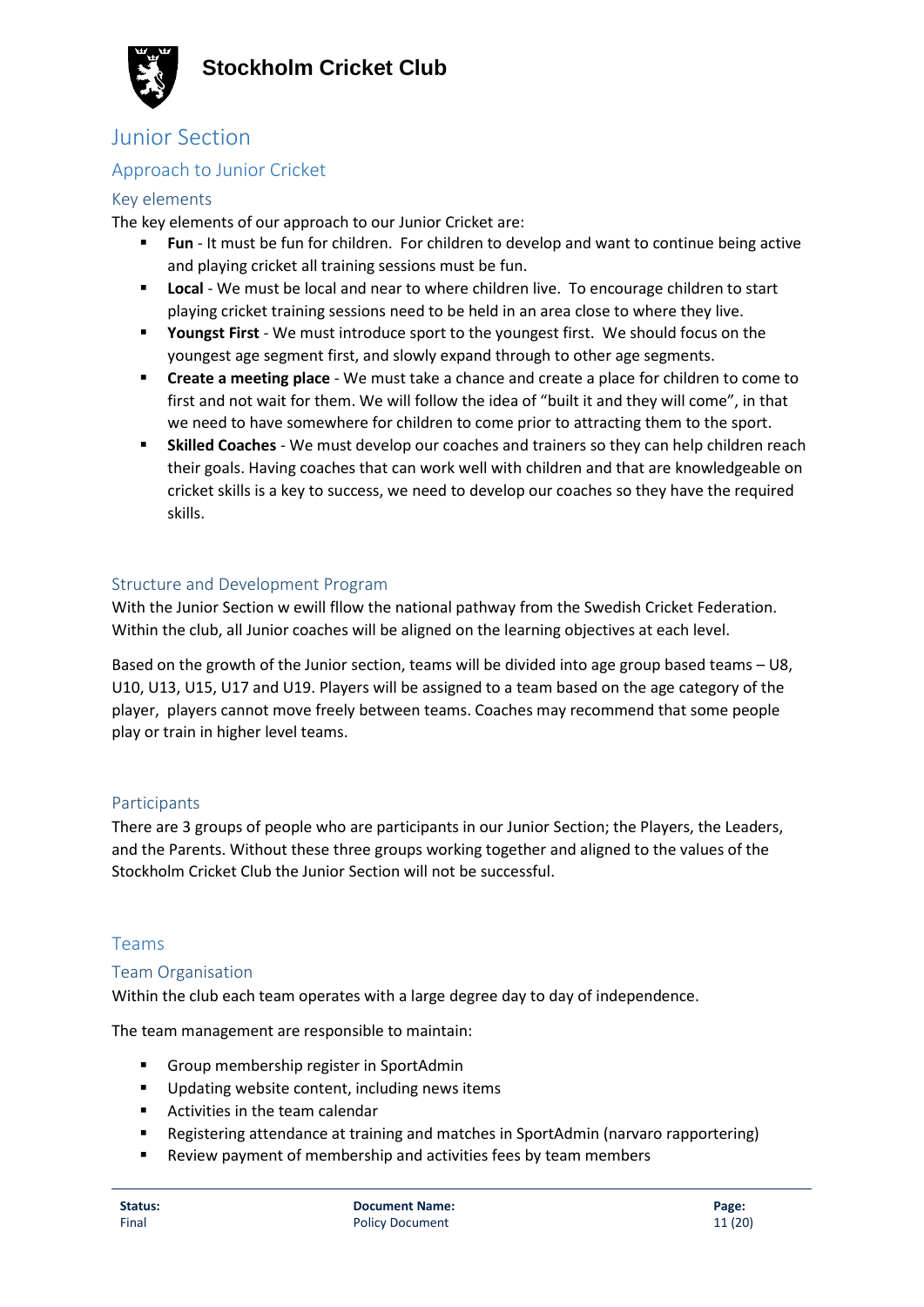# Junior Section

## Approach to Junior Cricket

### Key elements

The key elements of our approach to our Junior Cricket are:

- **Fun** - It must be fun for children. For children to develop and want to continue being active and playing cricket all training sessions must be fun.
- **Local** - We must be local and near to where children live. To encourage children to start playing cricket training sessions need to be held in an area close to where they live.
- **Youngst First** - We must introduce sport to the youngest first. We should focus on the youngest age segment first, and slowly expand through to other age segments.
- **Create a meeting place** - We must take a chance and create a place for children to come to first and not wait for them. We will follow the idea of "built it and they will come", in that we need to have somewhere for children to come prior to attracting them to the sport.
- **Skilled Coaches** - We must develop our coaches and trainers so they can help children reach their goals. Having coaches that can work well with children and that are knowledgeable on cricket skills is a key to success, we need to develop our coaches so they have the required skills.

### Structure and Development Program

With the Junior Section w ewill fllow the national pathway from the Swedish Cricket Federation. Within the club, all Junior coaches will be aligned on the learning objectives at each level.

Based on the growth of the Junior section, teams will be divided into age group based teams – U8, U10, U13, U15, U17 and U19. Players will be assigned to a team based on the age category of the player, players cannot move freely between teams. Coaches may recommend that some people play or train in higher level teams.

### Participants

There are 3 groups of people who are participants in our Junior Section; the Players, the Leaders, and the Parents. Without these three groups working together and aligned to the values of the Stockholm Cricket Club the Junior Section will not be successful.

# Teams

## Team Organisation

Within the club each team operates with a large degree day to day of independence.

The team management are responsible to maintain:

- Group membership register in SportAdmin
- Updating website content, including news items
- Activities in the team calendar
- Registering attendance at training and matches in SportAdmin (narvaro rapportering)
- Review payment of membership and activities fees by team members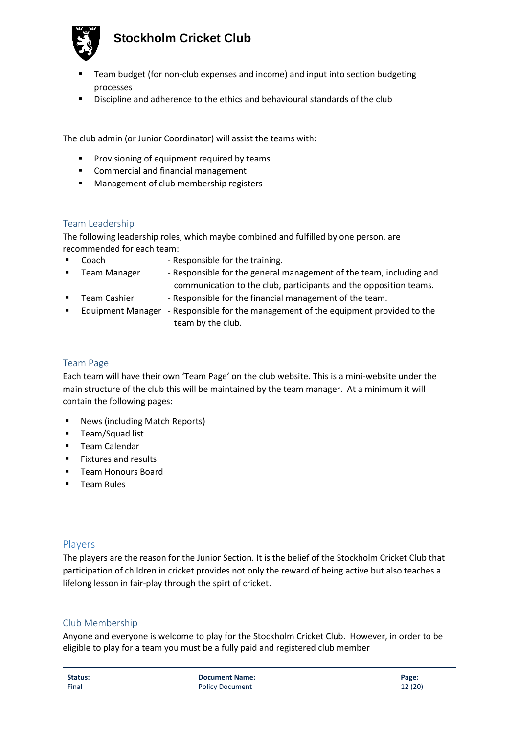- Team budget (for non-club expenses and income) and input into section budgeting processes
- Discipline and adherence to the ethics and behavioural standards of the club

The club admin (or Junior Coordinator) will assist the teams with:

- Provisioning of equipment required by teams
- Commercial and financial management
- Management of club membership registers

## Team Leadership

The following leadership roles, which maybe combined and fulfilled by one person, are recommended for each team:

- Coach - Responsible for the training.
- Team Manager - Responsible for the general management of the team, including and communication to the club, participants and the opposition teams.
- Team Cashier - Responsible for the financial management of the team.
- Equipment Manager - Responsible for the management of the equipment provided to the team by the club.

## Team Page

Each team will have their own 'Team Page' on the club website. This is a mini-website under the main structure of the club this will be maintained by the team manager. At a minimum it will contain the following pages:

- News (including Match Reports)
- Team/Squad list
- Team Calendar
- Fixtures and results
- Team Honours Board
- Team Rules

## Players

The players are the reason for the Junior Section. It is the belief of the Stockholm Cricket Club that participation of children in cricket provides not only the reward of being active but also teaches a lifelong lesson in fair-play through the spirt of cricket.

## Club Membership

Anyone and everyone is welcome to play for the Stockholm Cricket Club. However, in order to be eligible to play for a team you must be a fully paid and registered club member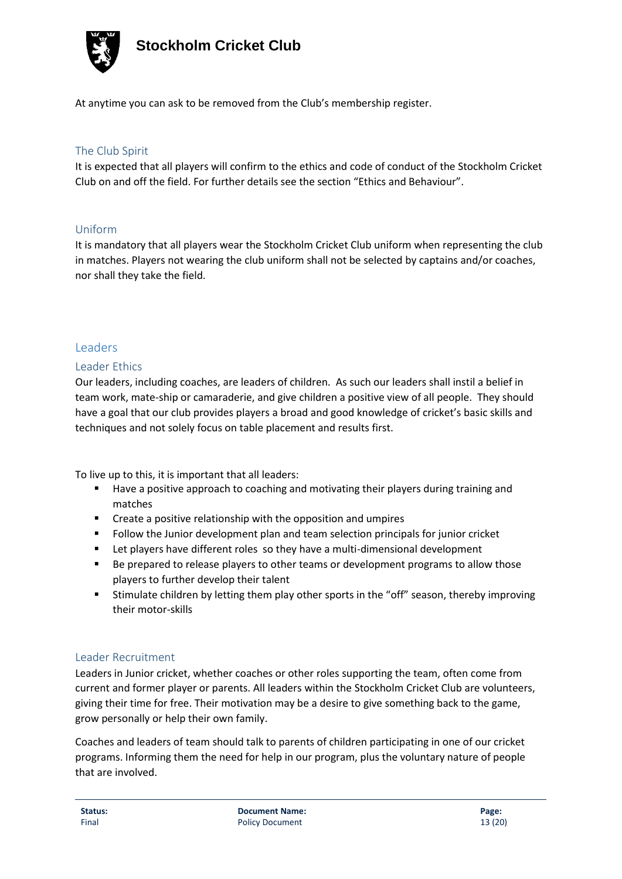At anytime you can ask to be removed from the Club's membership register.

### The Club Spirit

It is expected that all players will confirm to the ethics and code of conduct of the Stockholm Cricket Club on and off the field. For further details see the section "Ethics and Behaviour".

### Uniform

It is mandatory that all players wear the Stockholm Cricket Club uniform when representing the club in matches. Players not wearing the club uniform shall not be selected by captains and/or coaches, nor shall they take the field.

## Leaders

### Leader Ethics

Our leaders, including coaches, are leaders of children. As such our leaders shall instil a belief in team work, mate-ship or camaraderie, and give children a positive view of all people. They should have a goal that our club provides players a broad and good knowledge of cricket's basic skills and techniques and not solely focus on table placement and results first.

To live up to this, it is important that all leaders:

- Have a positive approach to coaching and motivating their players during training and matches
- Create a positive relationship with the opposition and umpires
- Follow the Junior development plan and team selection principals for junior cricket
- Let players have different roles so they have a multi-dimensional development
- Be prepared to release players to other teams or development programs to allow those players to further develop their talent
- Stimulate children by letting them play other sports in the "off" season, thereby improving their motor-skills

### Leader Recruitment

Leaders in Junior cricket, whether coaches or other roles supporting the team, often come from current and former player or parents. All leaders within the Stockholm Cricket Club are volunteers, giving their time for free. Their motivation may be a desire to give something back to the game, grow personally or help their own family.

Coaches and leaders of team should talk to parents of children participating in one of our cricket programs. Informing them the need for help in our program, plus the voluntary nature of people that are involved.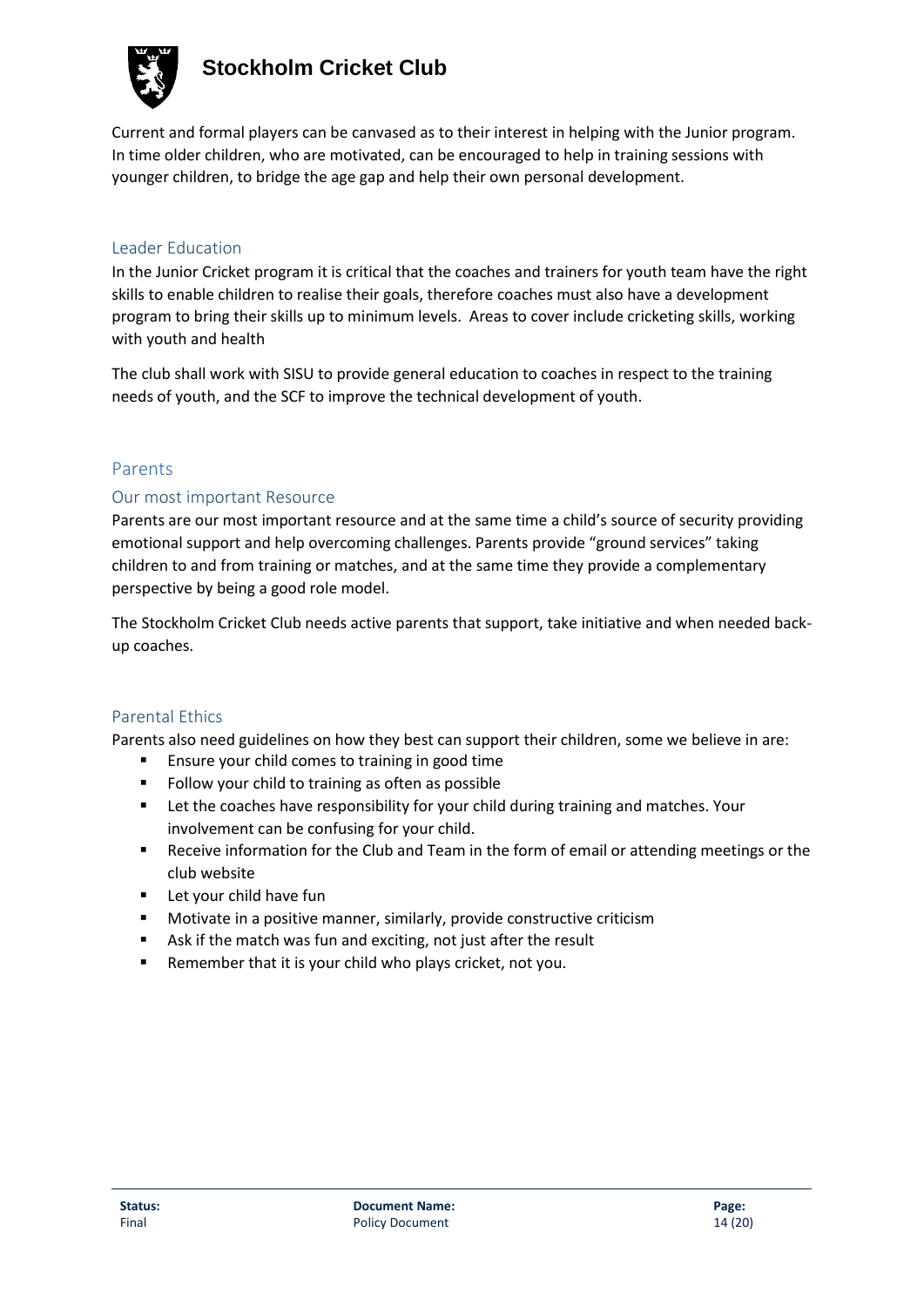Current and formal players can be canvased as to their interest in helping with the Junior program. In time older children, who are motivated, can be encouraged to help in training sessions with younger children, to bridge the age gap and help their own personal development.

### Leader Education

In the Junior Cricket program it is critical that the coaches and trainers for youth team have the right skills to enable children to realise their goals, therefore coaches must also have a development program to bring their skills up to minimum levels. Areas to cover include cricketing skills, working with youth and health

The club shall work with SISU to provide general education to coaches in respect to the training needs of youth, and the SCF to improve the technical development of youth.

## Parents

### Our most important Resource

Parents are our most important resource and at the same time a child's source of security providing emotional support and help overcoming challenges. Parents provide "ground services" taking children to and from training or matches, and at the same time they provide a complementary perspective by being a good role model.

The Stockholm Cricket Club needs active parents that support, take initiative and when needed back-up coaches.

### Parental Ethics

Parents also need guidelines on how they best can support their children, some we believe in are:

- Ensure your child comes to training in good time
- Follow your child to training as often as possible
- Let the coaches have responsibility for your child during training and matches. Your involvement can be confusing for your child.
- Receive information for the Club and Team in the form of email or attending meetings or the club website
- Let your child have fun
- Motivate in a positive manner, similarly, provide constructive criticism
- Ask if the match was fun and exciting, not just after the result
- Remember that it is your child who plays cricket, not you.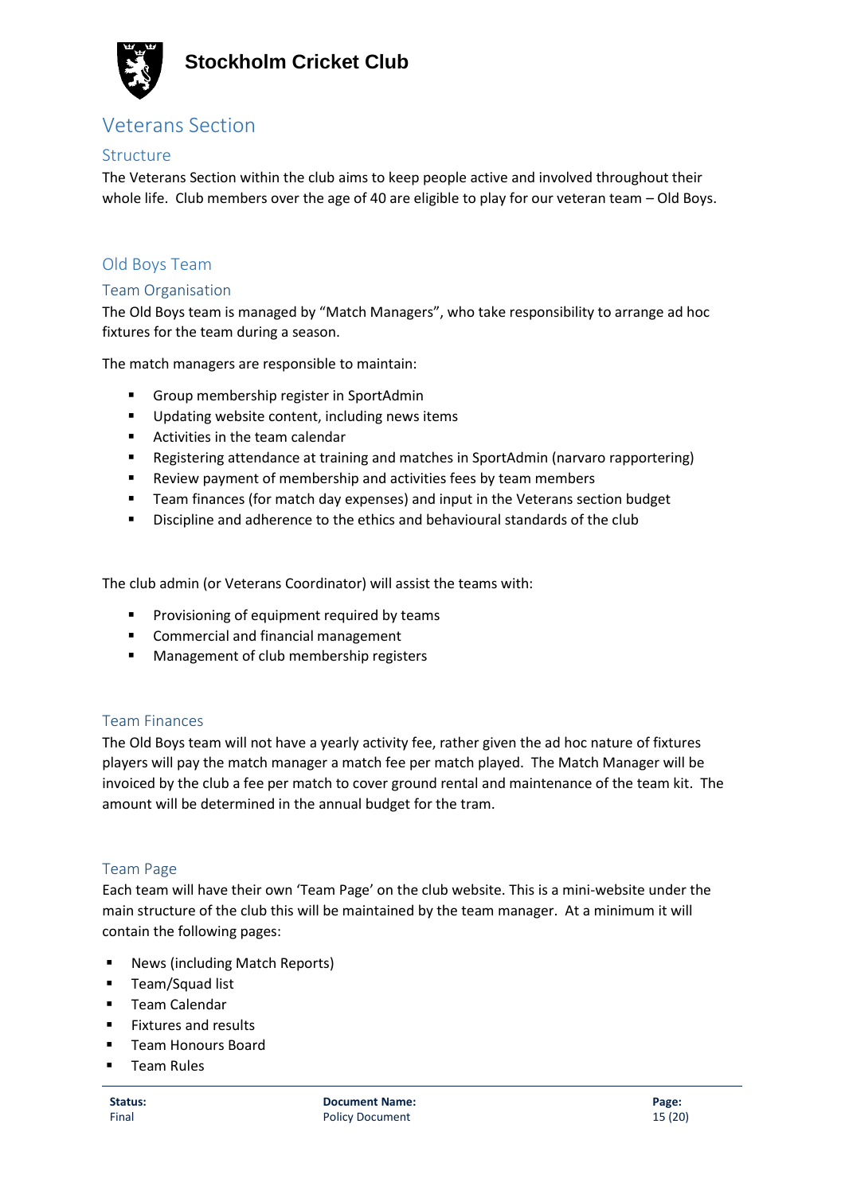# Veterans Section

## Structure

The Veterans Section within the club aims to keep people active and involved throughout their whole life. Club members over the age of 40 are eligible to play for our veteran team – Old Boys.

# Old Boys Team

## Team Organisation

The Old Boys team is managed by "Match Managers", who take responsibility to arrange ad hoc fixtures for the team during a season.

The match managers are responsible to maintain:

- Group membership register in SportAdmin
- Updating website content, including news items
- Activities in the team calendar
- Registering attendance at training and matches in SportAdmin (narvaro rapportering)
- Review payment of membership and activities fees by team members
- Team finances (for match day expenses) and input in the Veterans section budget
- Discipline and adherence to the ethics and behavioural standards of the club

The club admin (or Veterans Coordinator) will assist the teams with:

- Provisioning of equipment required by teams
- Commercial and financial management
- Management of club membership registers

## Team Finances

The Old Boys team will not have a yearly activity fee, rather given the ad hoc nature of fixtures players will pay the match manager a match fee per match played. The Match Manager will be invoiced by the club a fee per match to cover ground rental and maintenance of the team kit. The amount will be determined in the annual budget for the tram.

## Team Page

Each team will have their own 'Team Page' on the club website. This is a mini-website under the main structure of the club this will be maintained by the team manager. At a minimum it will contain the following pages:

- News (including Match Reports)
- Team/Squad list
- Team Calendar
- Fixtures and results
- Team Honours Board
- Team Rules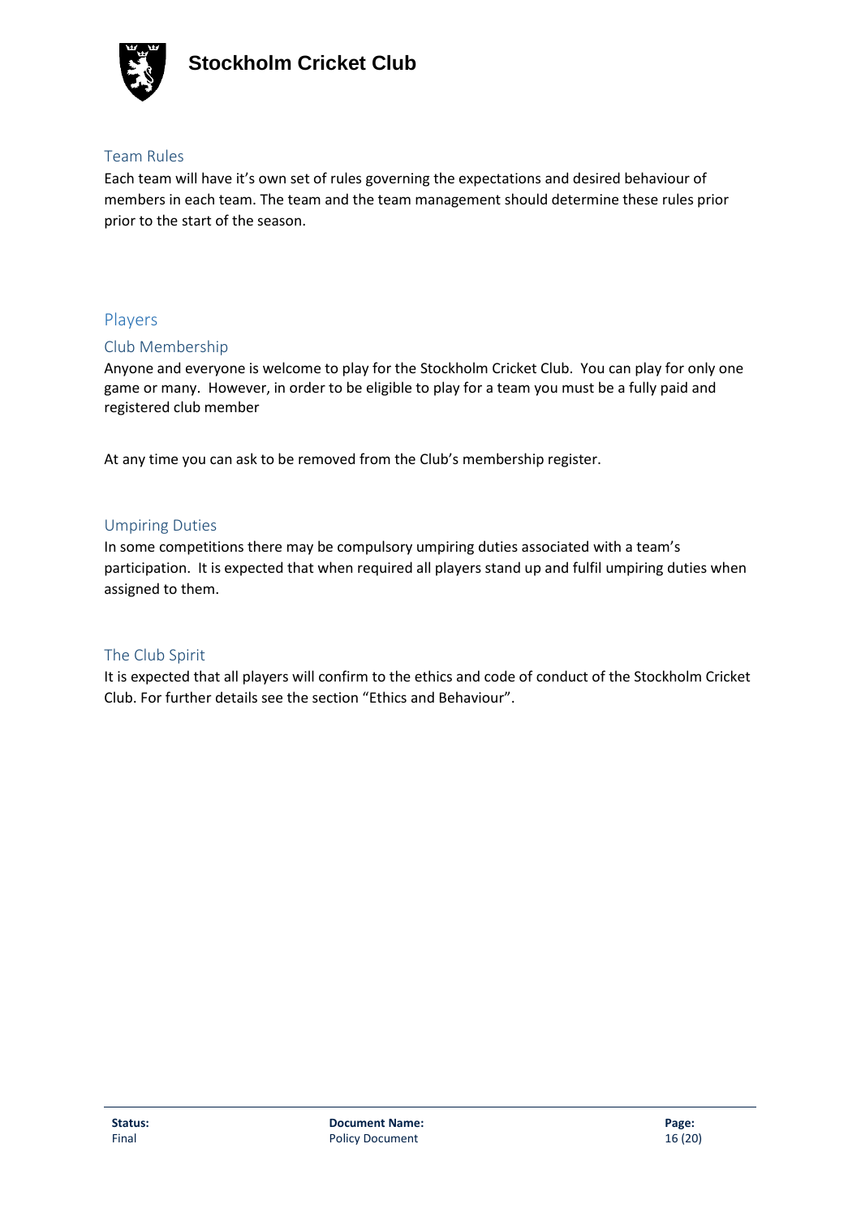## Team Rules

Each team will have it's own set of rules governing the expectations and desired behaviour of members in each team. The team and the team management should determine these rules prior prior to the start of the season.

## Players

### Club Membership

Anyone and everyone is welcome to play for the Stockholm Cricket Club. You can play for only one game or many. However, in order to be eligible to play for a team you must be a fully paid and registered club member

At any time you can ask to be removed from the Club's membership register.

### Umpiring Duties

In some competitions there may be compulsory umpiring duties associated with a team's participation. It is expected that when required all players stand up and fulfil umpiring duties when assigned to them.

### The Club Spirit

It is expected that all players will confirm to the ethics and code of conduct of the Stockholm Cricket Club. For further details see the section "Ethics and Behaviour".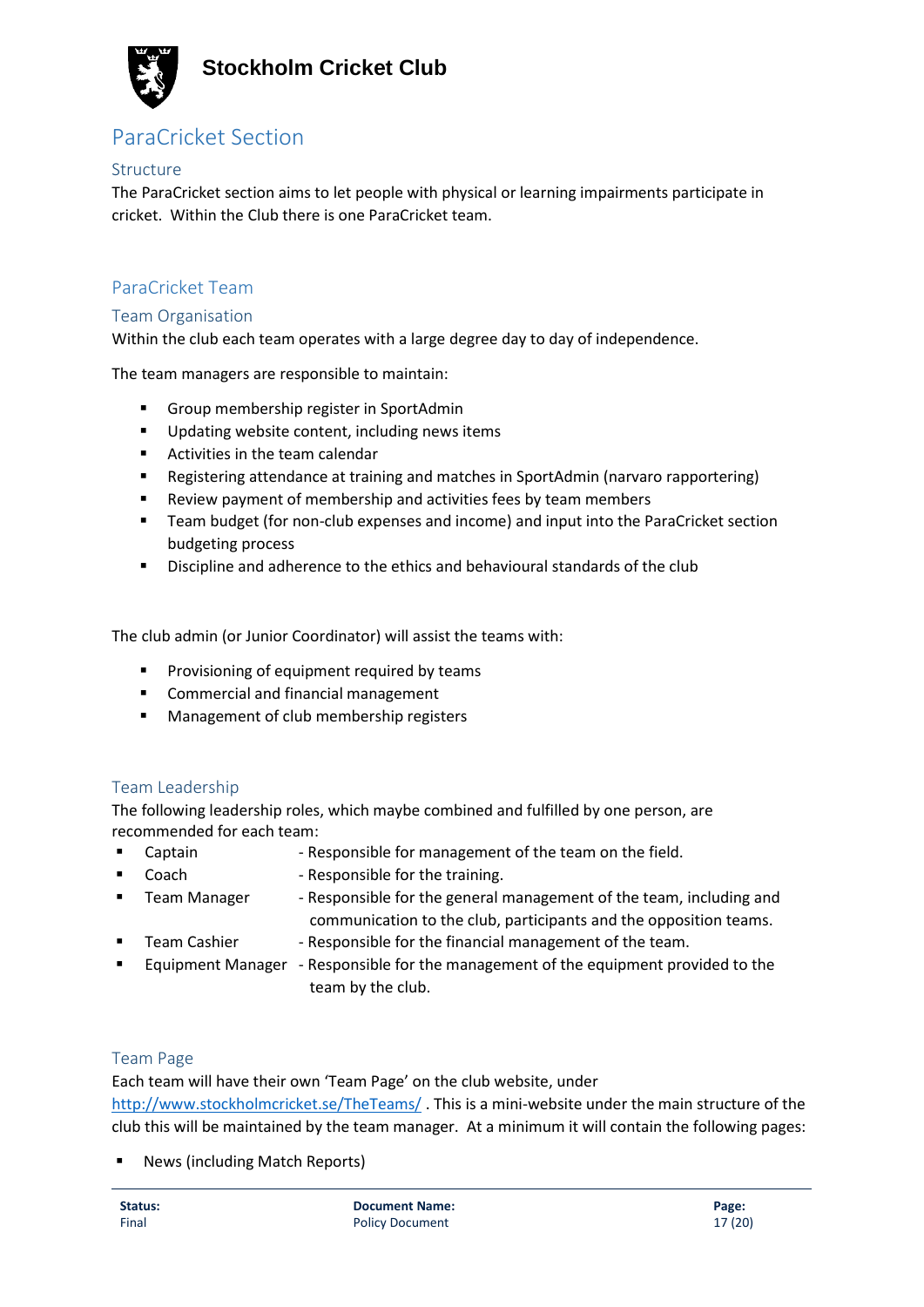# ParaCricket Section

### Structure

The ParaCricket section aims to let people with physical or learning impairments participate in cricket. Within the Club there is one ParaCricket team.

## ParaCricket Team

### Team Organisation

Within the club each team operates with a large degree day to day of independence.

The team managers are responsible to maintain:

- Group membership register in SportAdmin
- Updating website content, including news items
- Activities in the team calendar
- Registering attendance at training and matches in SportAdmin (narvaro rapportering)
- Review payment of membership and activities fees by team members
- Team budget (for non-club expenses and income) and input into the ParaCricket section budgeting process
- Discipline and adherence to the ethics and behavioural standards of the club

The club admin (or Junior Coordinator) will assist the teams with:

- Provisioning of equipment required by teams
- Commercial and financial management
- Management of club membership registers

### Team Leadership

The following leadership roles, which maybe combined and fulfilled by one person, are recommended for each team:

- Captain - Responsible for management of the team on the field.
- Coach - Responsible for the training.
- Team Manager - Responsible for the general management of the team, including and communication to the club, participants and the opposition teams.
- Team Cashier - Responsible for the financial management of the team.
- Equipment Manager - Responsible for the management of the equipment provided to the team by the club.

### Team Page

Each team will have their own 'Team Page' on the club website, under [http://www.stockholmcricket.se/TheTeams/](http://www.stockholmcricket.se/TheTeams/) . This is a mini-website under the main structure of the club this will be maintained by the team manager. At a minimum it will contain the following pages:

- News (including Match Reports)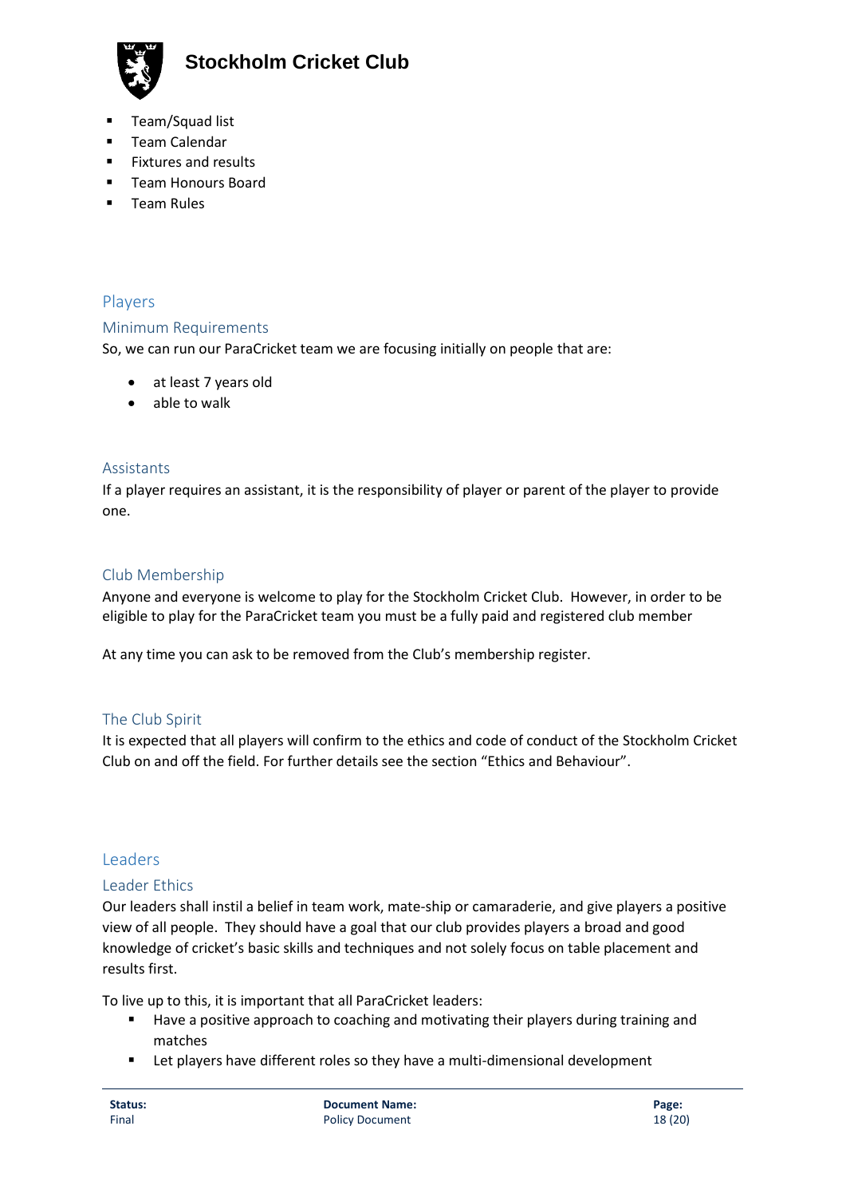- Team/Squad list
- Team Calendar
- Fixtures and results
- Team Honours Board
- Team Rules

## Players

### Minimum Requirements

So, we can run our ParaCricket team we are focusing initially on people that are:

- at least 7 years old
- able to walk

### Assistants

If a player requires an assistant, it is the responsibility of player or parent of the player to provide one.

### Club Membership

Anyone and everyone is welcome to play for the Stockholm Cricket Club. However, in order to be eligible to play for the ParaCricket team you must be a fully paid and registered club member

At any time you can ask to be removed from the Club's membership register.

### The Club Spirit

It is expected that all players will confirm to the ethics and code of conduct of the Stockholm Cricket Club on and off the field. For further details see the section "Ethics and Behaviour".

## Leaders

### Leader Ethics

Our leaders shall instil a belief in team work, mate-ship or camaraderie, and give players a positive view of all people. They should have a goal that our club provides players a broad and good knowledge of cricket's basic skills and techniques and not solely focus on table placement and results first.

To live up to this, it is important that all ParaCricket leaders:

- Have a positive approach to coaching and motivating their players during training and matches
- Let players have different roles so they have a multi-dimensional development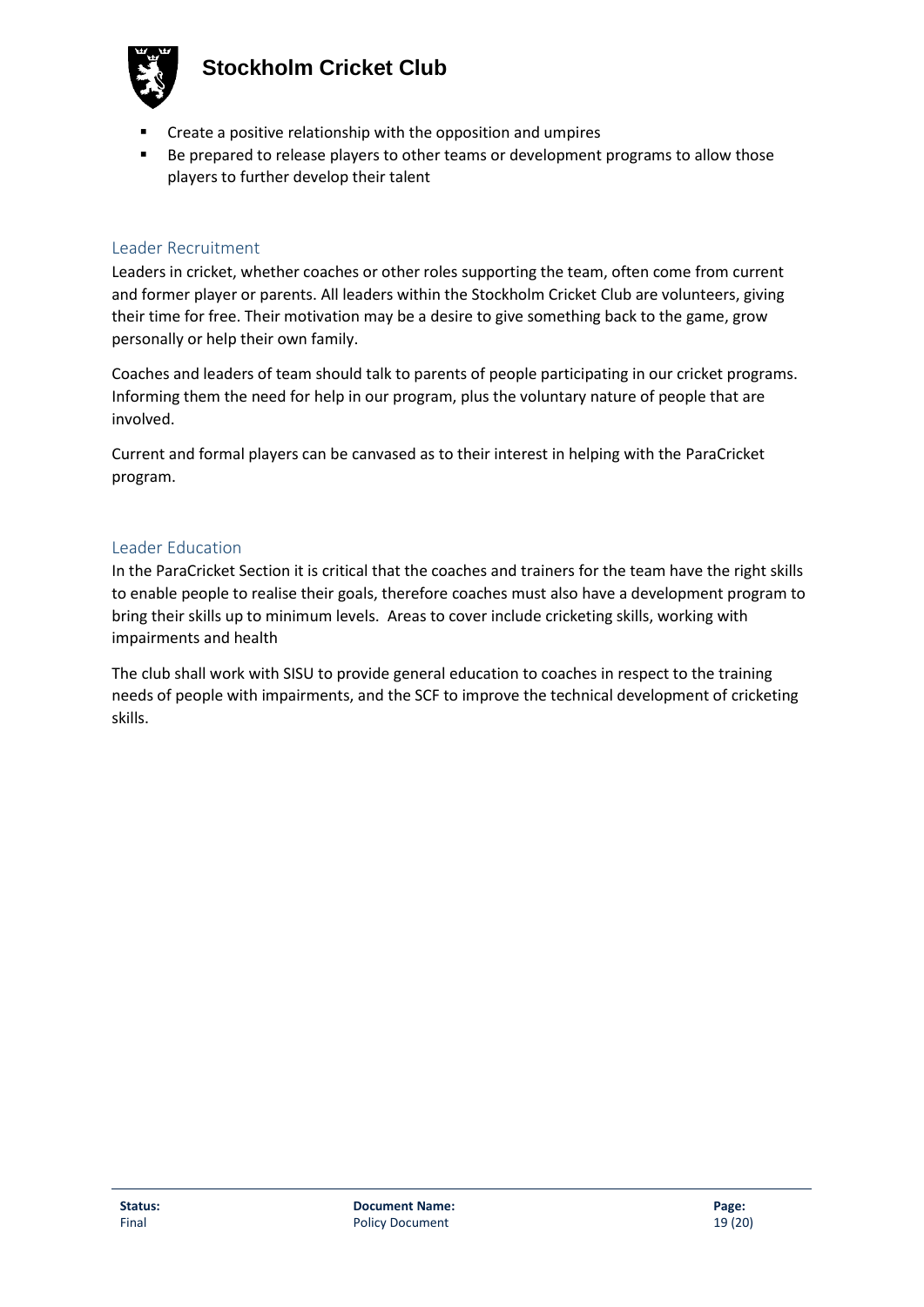- Create a positive relationship with the opposition and umpires
- Be prepared to release players to other teams or development programs to allow those players to further develop their talent

### Leader Recruitment

Leaders in cricket, whether coaches or other roles supporting the team, often come from current and former player or parents. All leaders within the Stockholm Cricket Club are volunteers, giving their time for free. Their motivation may be a desire to give something back to the game, grow personally or help their own family.

Coaches and leaders of team should talk to parents of people participating in our cricket programs. Informing them the need for help in our program, plus the voluntary nature of people that are involved.

Current and formal players can be canvased as to their interest in helping with the ParaCricket program.

### Leader Education

In the ParaCricket Section it is critical that the coaches and trainers for the team have the right skills to enable people to realise their goals, therefore coaches must also have a development program to bring their skills up to minimum levels. Areas to cover include cricketing skills, working with impairments and health

The club shall work with SISU to provide general education to coaches in respect to the training needs of people with impairments, and the SCF to improve the technical development of cricketing skills.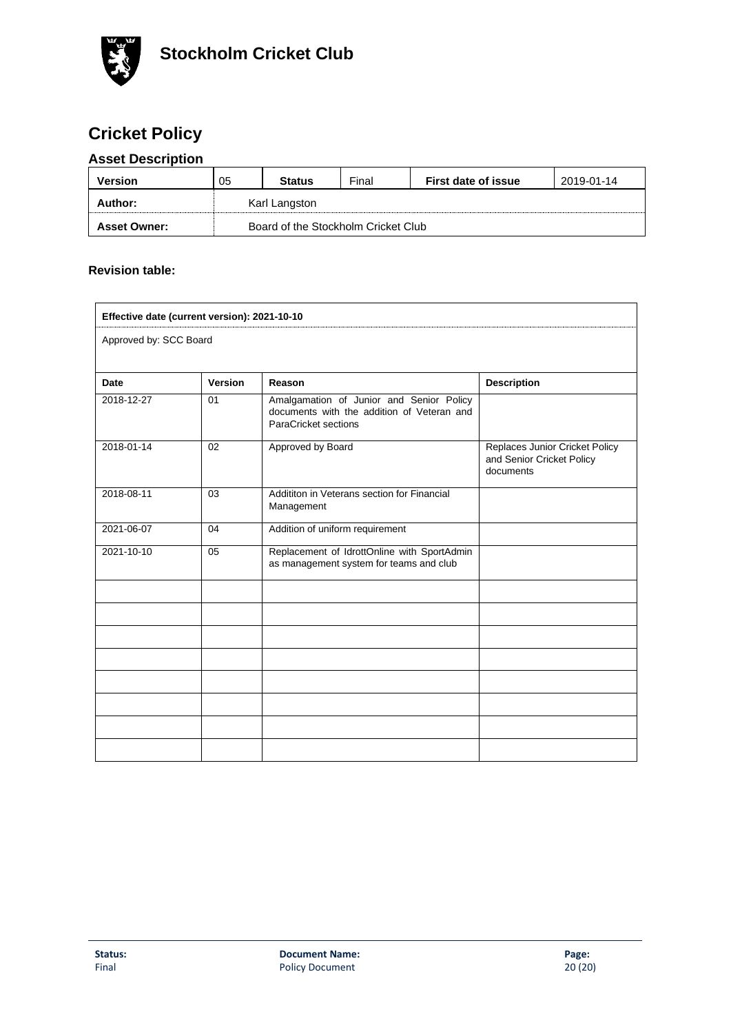# Stockholm Cricket Club

## Cricket Policy

### Asset Description

| Version | 05 | Status | Final | First date of issue | 2019-01-14 |
|---|---|---|---|---|---|
| Author: | Karl Langston | | | | |
| Asset Owner: | Board of the Stockholm Cricket Club | | | | |

**Revision table:**

**Effective date (current version): 2021-10-10**

Approved by: SCC Board

| Date | Version | Reason | Description |
|---|---|---|---|
| 2018-12-27 | 01 | Amalgamation of Junior and Senior Policy documents with the addition of Veteran and ParaCricket sections | |
| 2018-01-14 | 02 | Approved by Board | Replaces Junior Cricket Policy and Senior Cricket Policy documents |
| 2018-08-11 | 03 | Addititon in Veterans section for Financial Management | |
| 2021-06-07 | 04 | Addition of uniform requirement | |
| 2021-10-10 | 05 | Replacement of IdrottOnline with SportAdmin as management system for teams and club | |
| | | | |
| | | | |
| | | | |
| | | | |
| | | | |
| | | | |
| | | | |
| | | | |